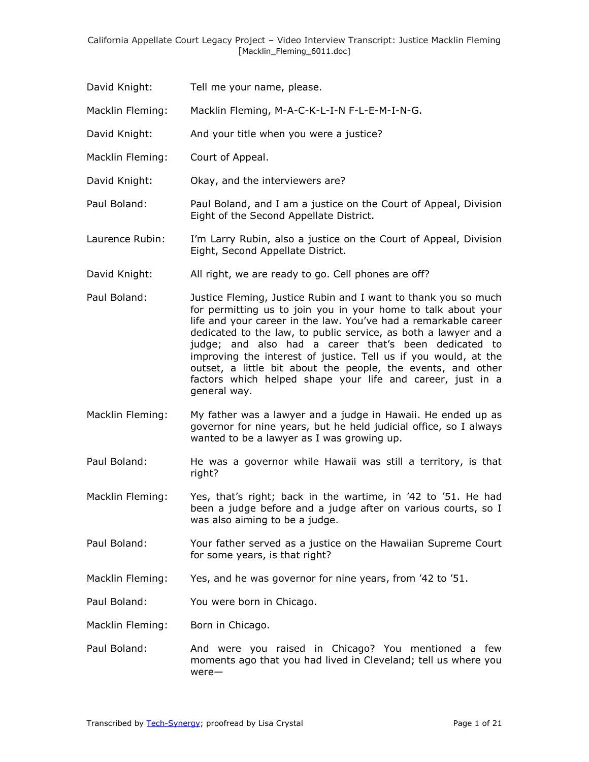David Knight: Tell me your name, please.

Macklin Fleming: Macklin Fleming, M-A-C-K-L-I-N F-L-E-M-I-N-G.

David Knight: And your title when you were a justice?

Macklin Fleming: Court of Appeal.

David Knight: Okay, and the interviewers are?

Paul Boland: Paul Boland, and I am a justice on the Court of Appeal, Division Eight of the Second Appellate District.

Laurence Rubin: I'm Larry Rubin, also a justice on the Court of Appeal, Division Eight, Second Appellate District.

David Knight: All right, we are ready to go. Cell phones are off?

Paul Boland: Justice Fleming, Justice Rubin and I want to thank you so much for permitting us to join you in your home to talk about your life and your career in the law. You've had a remarkable career dedicated to the law, to public service, as both a lawyer and a judge; and also had a career that's been dedicated to improving the interest of justice. Tell us if you would, at the outset, a little bit about the people, the events, and other factors which helped shape your life and career, just in a general way.

Macklin Fleming: My father was a lawyer and a judge in Hawaii. He ended up as governor for nine years, but he held judicial office, so I always wanted to be a lawyer as I was growing up.

Paul Boland: He was a governor while Hawaii was still a territory, is that right?

Macklin Fleming: Yes, that's right; back in the wartime, in '42 to '51. He had been a judge before and a judge after on various courts, so I was also aiming to be a judge.

Paul Boland: Your father served as a justice on the Hawaiian Supreme Court for some years, is that right?

Macklin Fleming: Yes, and he was governor for nine years, from '42 to '51.

Paul Boland: You were born in Chicago.

Macklin Fleming: Born in Chicago.

Paul Boland: And were you raised in Chicago? You mentioned a few moments ago that you had lived in Cleveland; tell us where you were—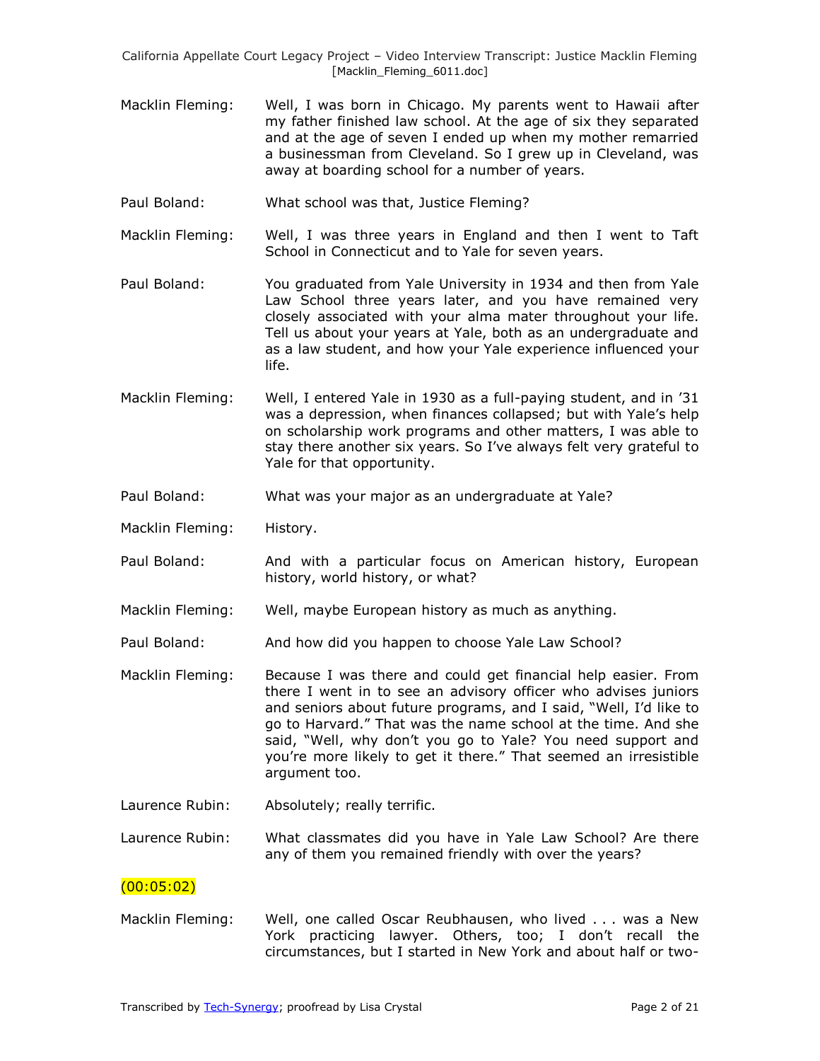Macklin Fleming: Well, I was born in Chicago. My parents went to Hawaii after my father finished law school. At the age of six they separated and at the age of seven I ended up when my mother remarried a businessman from Cleveland. So I grew up in Cleveland, was away at boarding school for a number of years.

Paul Boland: What school was that, Justice Fleming?

Macklin Fleming: Well, I was three years in England and then I went to Taft School in Connecticut and to Yale for seven years.

Paul Boland: You graduated from Yale University in 1934 and then from Yale Law School three years later, and you have remained very closely associated with your alma mater throughout your life. Tell us about your years at Yale, both as an undergraduate and as a law student, and how your Yale experience influenced your life.

Macklin Fleming: Well, I entered Yale in 1930 as a full-paying student, and in '31 was a depression, when finances collapsed; but with Yale's help on scholarship work programs and other matters, I was able to stay there another six years. So I've always felt very grateful to Yale for that opportunity.

Paul Boland: What was your major as an undergraduate at Yale?

Macklin Fleming: History.

Paul Boland: And with a particular focus on American history, European history, world history, or what?

Macklin Fleming: Well, maybe European history as much as anything.

Paul Boland: And how did you happen to choose Yale Law School?

Macklin Fleming: Because I was there and could get financial help easier. From there I went in to see an advisory officer who advises juniors and seniors about future programs, and I said, "Well, I'd like to go to Harvard." That was the name school at the time. And she said, "Well, why don't you go to Yale? You need support and you're more likely to get it there." That seemed an irresistible argument too.

Laurence Rubin: Absolutely; really terrific.

Laurence Rubin: What classmates did you have in Yale Law School? Are there any of them you remained friendly with over the years?

(00:05:02)

Macklin Fleming: Well, one called Oscar Reubhausen, who lived . . . was a New York practicing lawyer. Others, too; I don't recall the circumstances, but I started in New York and about half or two-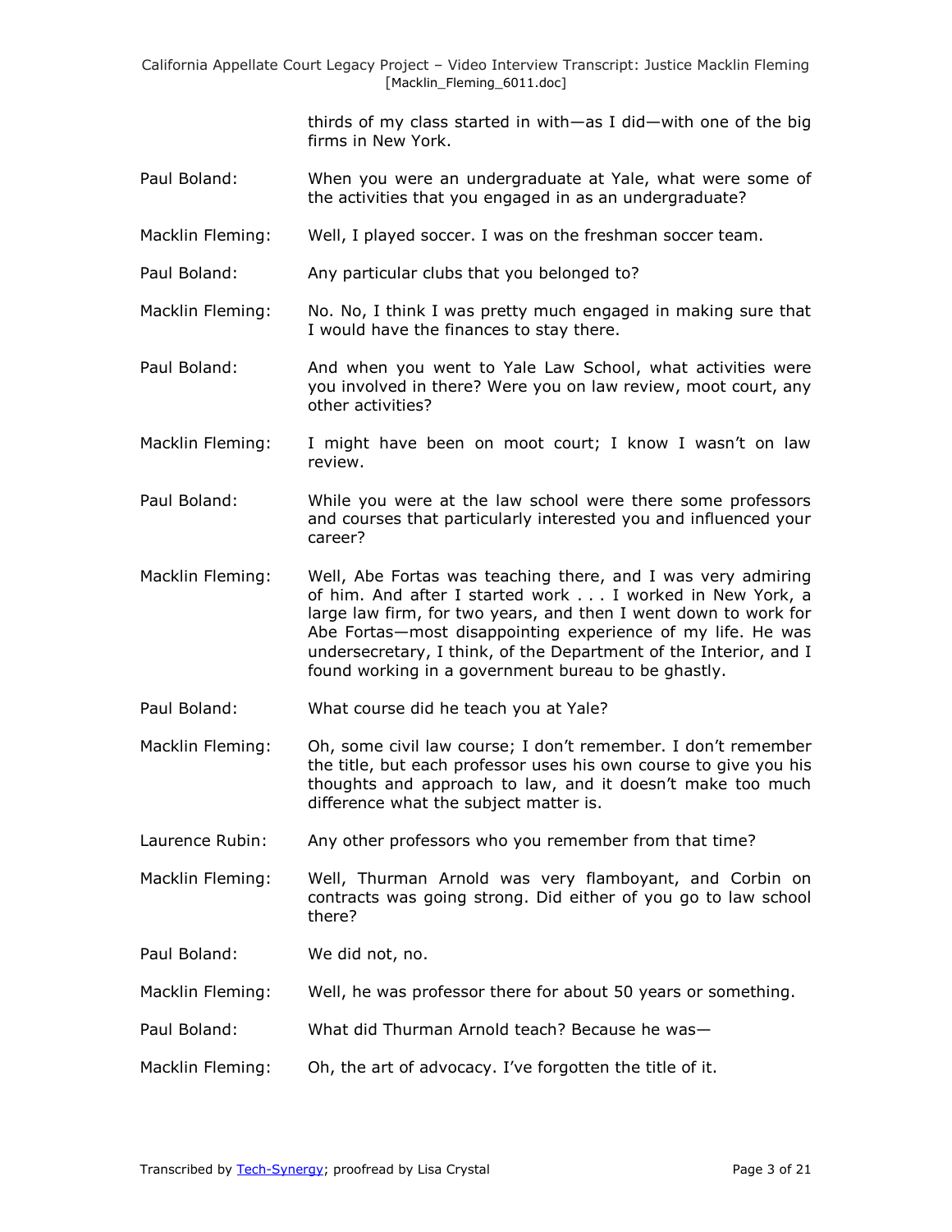thirds of my class started in with—as I did—with one of the big firms in New York.

Paul Boland: When you were an undergraduate at Yale, what were some of the activities that you engaged in as an undergraduate?

Macklin Fleming: Well, I played soccer. I was on the freshman soccer team.

Paul Boland: Any particular clubs that you belonged to?

Macklin Fleming: No. No, I think I was pretty much engaged in making sure that I would have the finances to stay there.

Paul Boland: And when you went to Yale Law School, what activities were you involved in there? Were you on law review, moot court, any other activities?

Macklin Fleming: I might have been on moot court; I know I wasn't on law review.

Paul Boland: While you were at the law school were there some professors and courses that particularly interested you and influenced your career?

Macklin Fleming: Well, Abe Fortas was teaching there, and I was very admiring of him. And after I started work . . . I worked in New York, a large law firm, for two years, and then I went down to work for Abe Fortas—most disappointing experience of my life. He was undersecretary, I think, of the Department of the Interior, and I found working in a government bureau to be ghastly.

Paul Boland: What course did he teach you at Yale?

Macklin Fleming: Oh, some civil law course; I don't remember. I don't remember the title, but each professor uses his own course to give you his thoughts and approach to law, and it doesn't make too much difference what the subject matter is.

Laurence Rubin: Any other professors who you remember from that time?

Macklin Fleming: Well, Thurman Arnold was very flamboyant, and Corbin on contracts was going strong. Did either of you go to law school there?

Paul Boland: We did not, no.

Macklin Fleming: Well, he was professor there for about 50 years or something.

Paul Boland: What did Thurman Arnold teach? Because he was—

Macklin Fleming: Oh, the art of advocacy. I've forgotten the title of it.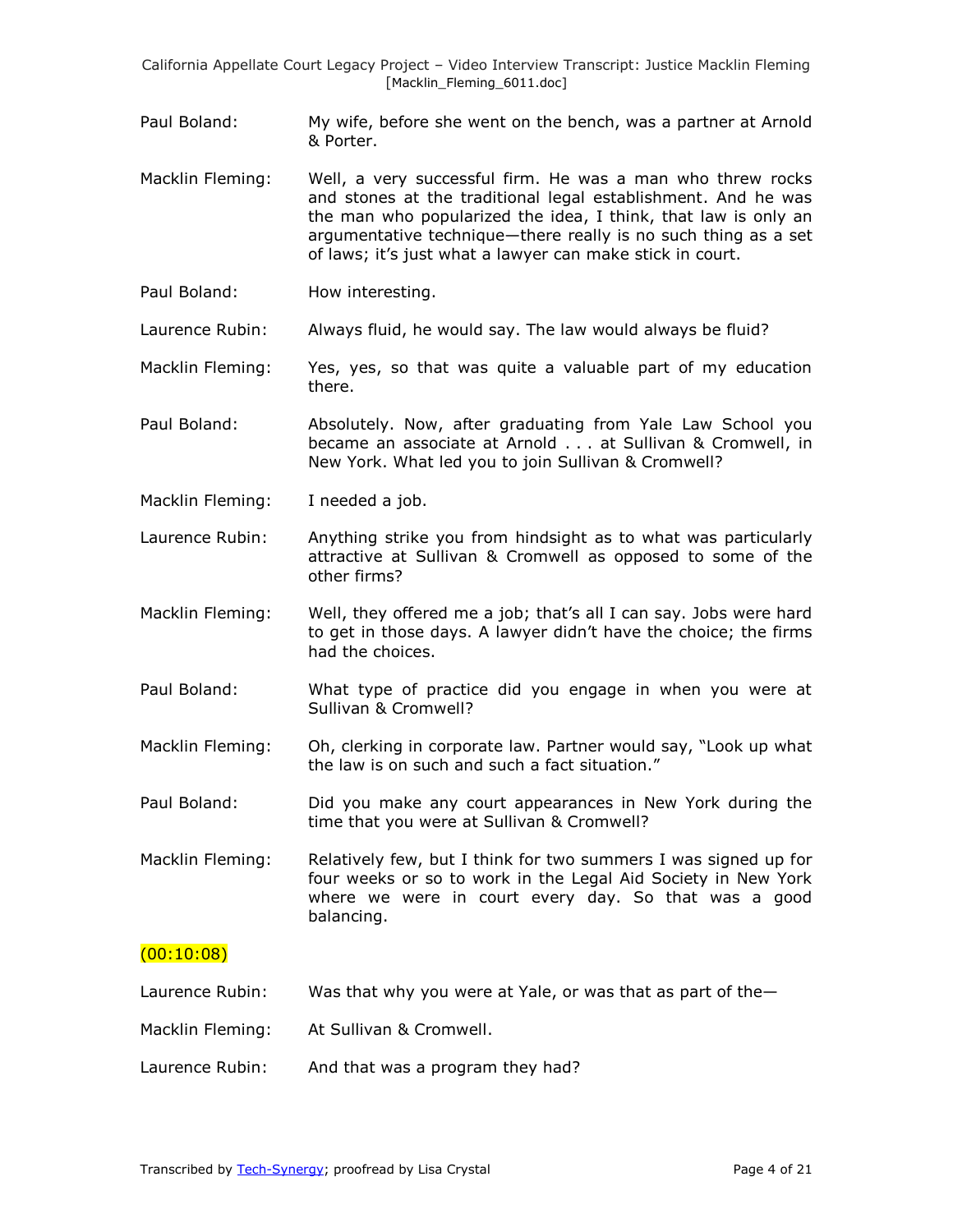Paul Boland: My wife, before she went on the bench, was a partner at Arnold & Porter.

Macklin Fleming: Well, a very successful firm. He was a man who threw rocks and stones at the traditional legal establishment. And he was the man who popularized the idea, I think, that law is only an argumentative technique—there really is no such thing as a set of laws; it's just what a lawyer can make stick in court.

Paul Boland: How interesting.

Laurence Rubin: Always fluid, he would say. The law would always be fluid?

Macklin Fleming: Yes, yes, so that was quite a valuable part of my education there.

Paul Boland: Absolutely. Now, after graduating from Yale Law School you became an associate at Arnold . . . at Sullivan & Cromwell, in New York. What led you to join Sullivan & Cromwell?

Macklin Fleming: I needed a job.

Laurence Rubin: Anything strike you from hindsight as to what was particularly attractive at Sullivan & Cromwell as opposed to some of the other firms?

Macklin Fleming: Well, they offered me a job; that's all I can say. Jobs were hard to get in those days. A lawyer didn't have the choice; the firms had the choices.

Paul Boland: What type of practice did you engage in when you were at Sullivan & Cromwell?

Macklin Fleming: Oh, clerking in corporate law. Partner would say, "Look up what the law is on such and such a fact situation."

Paul Boland: Did you make any court appearances in New York during the time that you were at Sullivan & Cromwell?

Macklin Fleming: Relatively few, but I think for two summers I was signed up for four weeks or so to work in the Legal Aid Society in New York where we were in court every day. So that was a good balancing.

(00:10:08)

Laurence Rubin: Was that why you were at Yale, or was that as part of the—

Macklin Fleming: At Sullivan & Cromwell.

Laurence Rubin: And that was a program they had?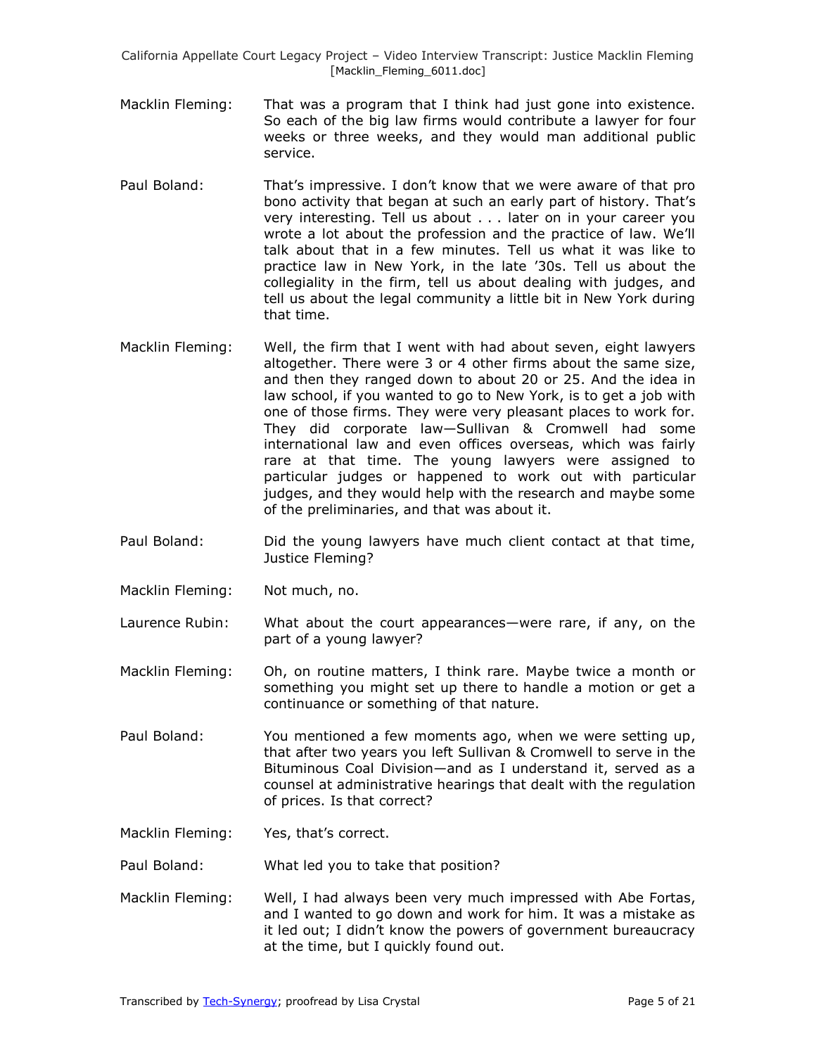Macklin Fleming: That was a program that I think had just gone into existence. So each of the big law firms would contribute a lawyer for four weeks or three weeks, and they would man additional public service.

Paul Boland: That's impressive. I don't know that we were aware of that pro bono activity that began at such an early part of history. That's very interesting. Tell us about . . . later on in your career you wrote a lot about the profession and the practice of law. We'll talk about that in a few minutes. Tell us what it was like to practice law in New York, in the late '30s. Tell us about the collegiality in the firm, tell us about dealing with judges, and tell us about the legal community a little bit in New York during that time.

Macklin Fleming: Well, the firm that I went with had about seven, eight lawyers altogether. There were 3 or 4 other firms about the same size, and then they ranged down to about 20 or 25. And the idea in law school, if you wanted to go to New York, is to get a job with one of those firms. They were very pleasant places to work for. They did corporate law—Sullivan & Cromwell had some international law and even offices overseas, which was fairly rare at that time. The young lawyers were assigned to particular judges or happened to work out with particular judges, and they would help with the research and maybe some of the preliminaries, and that was about it.

Paul Boland: Did the young lawyers have much client contact at that time, Justice Fleming?

Macklin Fleming: Not much, no.

Laurence Rubin: What about the court appearances—were rare, if any, on the part of a young lawyer?

Macklin Fleming: Oh, on routine matters, I think rare. Maybe twice a month or something you might set up there to handle a motion or get a continuance or something of that nature.

Paul Boland: You mentioned a few moments ago, when we were setting up, that after two years you left Sullivan & Cromwell to serve in the Bituminous Coal Division—and as I understand it, served as a counsel at administrative hearings that dealt with the regulation of prices. Is that correct?

Macklin Fleming: Yes, that's correct.

Paul Boland: What led you to take that position?

Macklin Fleming: Well, I had always been very much impressed with Abe Fortas, and I wanted to go down and work for him. It was a mistake as it led out; I didn't know the powers of government bureaucracy at the time, but I quickly found out.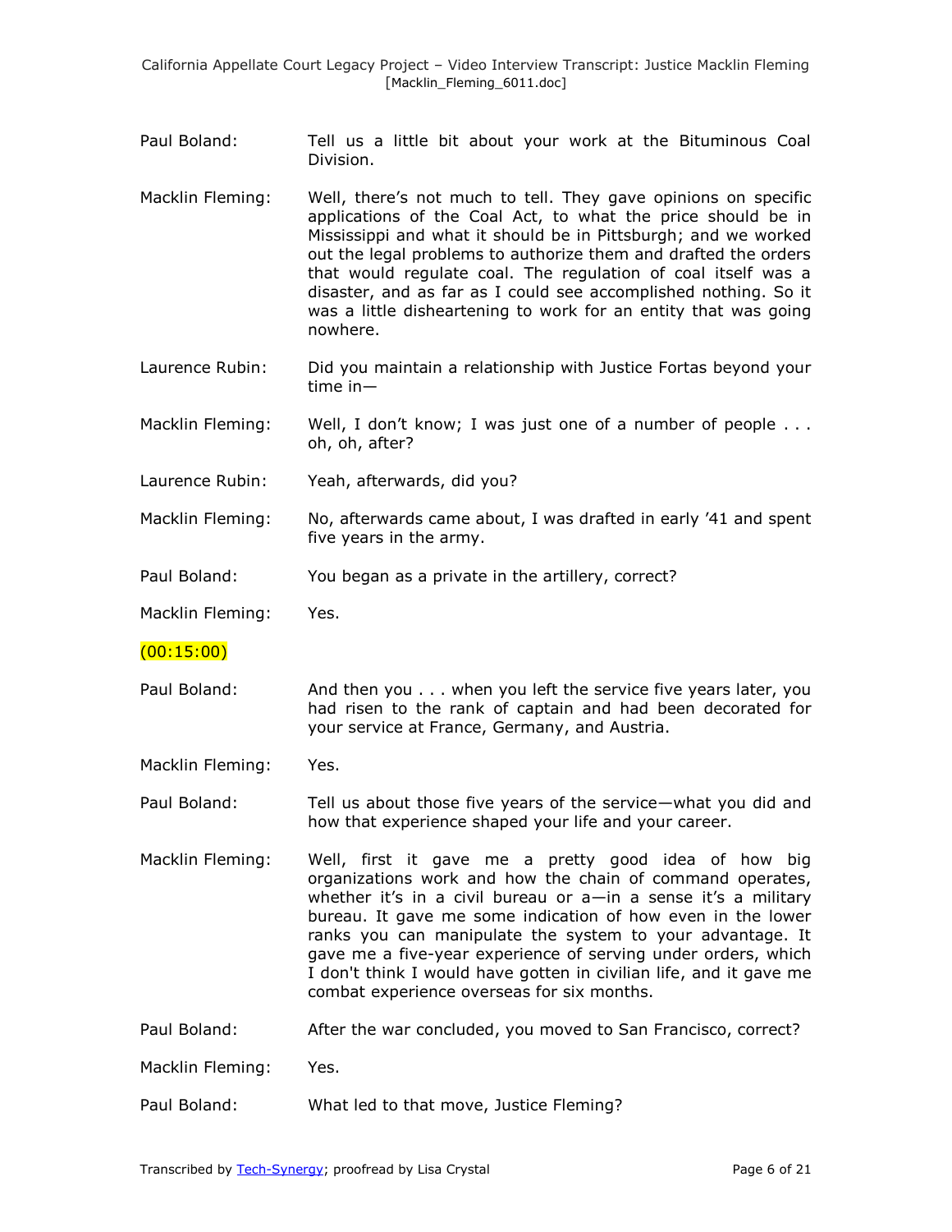Paul Boland: Tell us a little bit about your work at the Bituminous Coal Division.

Macklin Fleming: Well, there's not much to tell. They gave opinions on specific applications of the Coal Act, to what the price should be in Mississippi and what it should be in Pittsburgh; and we worked out the legal problems to authorize them and drafted the orders that would regulate coal. The regulation of coal itself was a disaster, and as far as I could see accomplished nothing. So it was a little disheartening to work for an entity that was going nowhere.

Laurence Rubin: Did you maintain a relationship with Justice Fortas beyond your time in—

Macklin Fleming: Well, I don't know; I was just one of a number of people . . . oh, oh, after?

Laurence Rubin: Yeah, afterwards, did you?

Macklin Fleming: No, afterwards came about, I was drafted in early '41 and spent five years in the army.

Paul Boland: You began as a private in the artillery, correct?

Macklin Fleming: Yes.

(00:15:00)

Paul Boland: And then you . . . when you left the service five years later, you had risen to the rank of captain and had been decorated for your service at France, Germany, and Austria.

Macklin Fleming: Yes.

Paul Boland: Tell us about those five years of the service—what you did and how that experience shaped your life and your career.

Macklin Fleming: Well, first it gave me a pretty good idea of how big organizations work and how the chain of command operates, whether it's in a civil bureau or a—in a sense it's a military bureau. It gave me some indication of how even in the lower ranks you can manipulate the system to your advantage. It gave me a five-year experience of serving under orders, which I don't think I would have gotten in civilian life, and it gave me combat experience overseas for six months.

Paul Boland: After the war concluded, you moved to San Francisco, correct?

Macklin Fleming: Yes.

Paul Boland: What led to that move, Justice Fleming?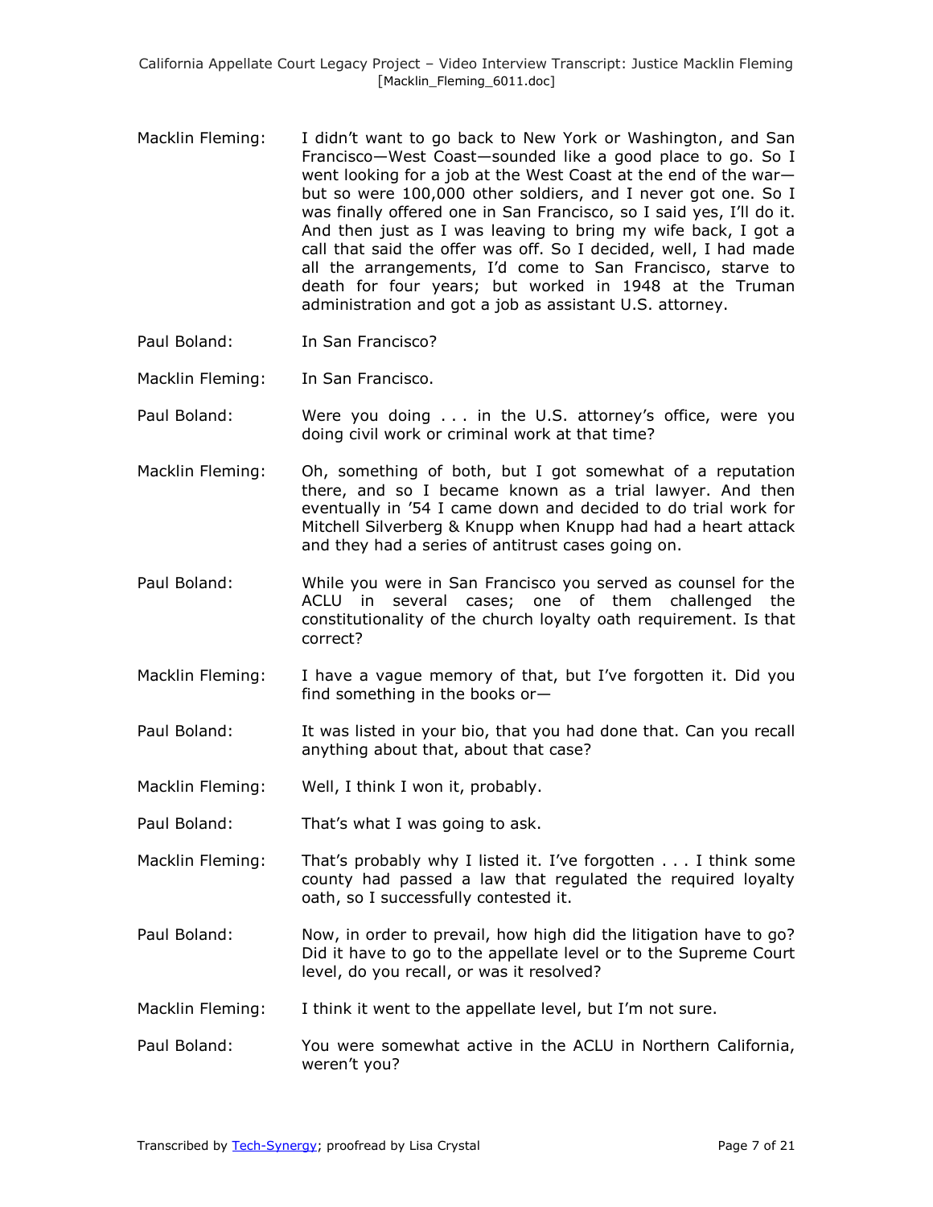Macklin Fleming: I didn't want to go back to New York or Washington, and San Francisco—West Coast—sounded like a good place to go. So I went looking for a job at the West Coast at the end of the war—but so were 100,000 other soldiers, and I never got one. So I was finally offered one in San Francisco, so I said yes, I'll do it. And then just as I was leaving to bring my wife back, I got a call that said the offer was off. So I decided, well, I had made all the arrangements, I'd come to San Francisco, starve to death for four years; but worked in 1948 at the Truman administration and got a job as assistant U.S. attorney.

Paul Boland: In San Francisco?

Macklin Fleming: In San Francisco.

Paul Boland: Were you doing . . . in the U.S. attorney's office, were you doing civil work or criminal work at that time?

Macklin Fleming: Oh, something of both, but I got somewhat of a reputation there, and so I became known as a trial lawyer. And then eventually in '54 I came down and decided to do trial work for Mitchell Silverberg & Knupp when Knupp had had a heart attack and they had a series of antitrust cases going on.

Paul Boland: While you were in San Francisco you served as counsel for the ACLU in several cases; one of them challenged the constitutionality of the church loyalty oath requirement. Is that correct?

Macklin Fleming: I have a vague memory of that, but I've forgotten it. Did you find something in the books or—

Paul Boland: It was listed in your bio, that you had done that. Can you recall anything about that, about that case?

Macklin Fleming: Well, I think I won it, probably.

Paul Boland: That's what I was going to ask.

Macklin Fleming: That's probably why I listed it. I've forgotten . . . I think some county had passed a law that regulated the required loyalty oath, so I successfully contested it.

Paul Boland: Now, in order to prevail, how high did the litigation have to go? Did it have to go to the appellate level or to the Supreme Court level, do you recall, or was it resolved?

Macklin Fleming: I think it went to the appellate level, but I'm not sure.

Paul Boland: You were somewhat active in the ACLU in Northern California, weren't you?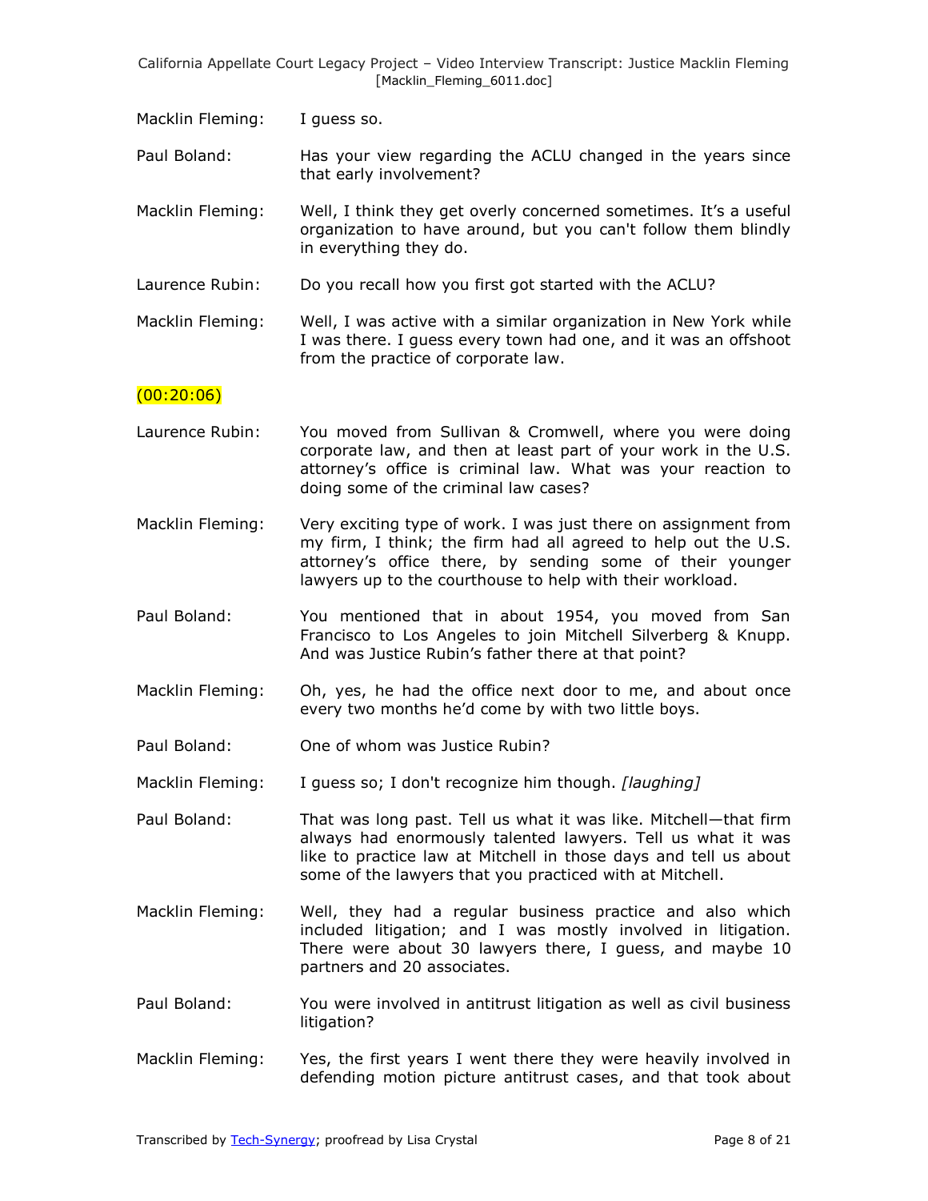Macklin Fleming: I guess so.

Paul Boland: Has your view regarding the ACLU changed in the years since that early involvement?

Macklin Fleming: Well, I think they get overly concerned sometimes. It's a useful organization to have around, but you can't follow them blindly in everything they do.

Laurence Rubin: Do you recall how you first got started with the ACLU?

Macklin Fleming: Well, I was active with a similar organization in New York while I was there. I guess every town had one, and it was an offshoot from the practice of corporate law.

(00:20:06)

Laurence Rubin: You moved from Sullivan & Cromwell, where you were doing corporate law, and then at least part of your work in the U.S. attorney's office is criminal law. What was your reaction to doing some of the criminal law cases?

Macklin Fleming: Very exciting type of work. I was just there on assignment from my firm, I think; the firm had all agreed to help out the U.S. attorney's office there, by sending some of their younger lawyers up to the courthouse to help with their workload.

Paul Boland: You mentioned that in about 1954, you moved from San Francisco to Los Angeles to join Mitchell Silverberg & Knupp. And was Justice Rubin's father there at that point?

Macklin Fleming: Oh, yes, he had the office next door to me, and about once every two months he'd come by with two little boys.

Paul Boland: One of whom was Justice Rubin?

Macklin Fleming: I guess so; I don't recognize him though. *[laughing]*

Paul Boland: That was long past. Tell us what it was like. Mitchell—that firm always had enormously talented lawyers. Tell us what it was like to practice law at Mitchell in those days and tell us about some of the lawyers that you practiced with at Mitchell.

Macklin Fleming: Well, they had a regular business practice and also which included litigation; and I was mostly involved in litigation. There were about 30 lawyers there, I guess, and maybe 10 partners and 20 associates.

Paul Boland: You were involved in antitrust litigation as well as civil business litigation?

Macklin Fleming: Yes, the first years I went there they were heavily involved in defending motion picture antitrust cases, and that took about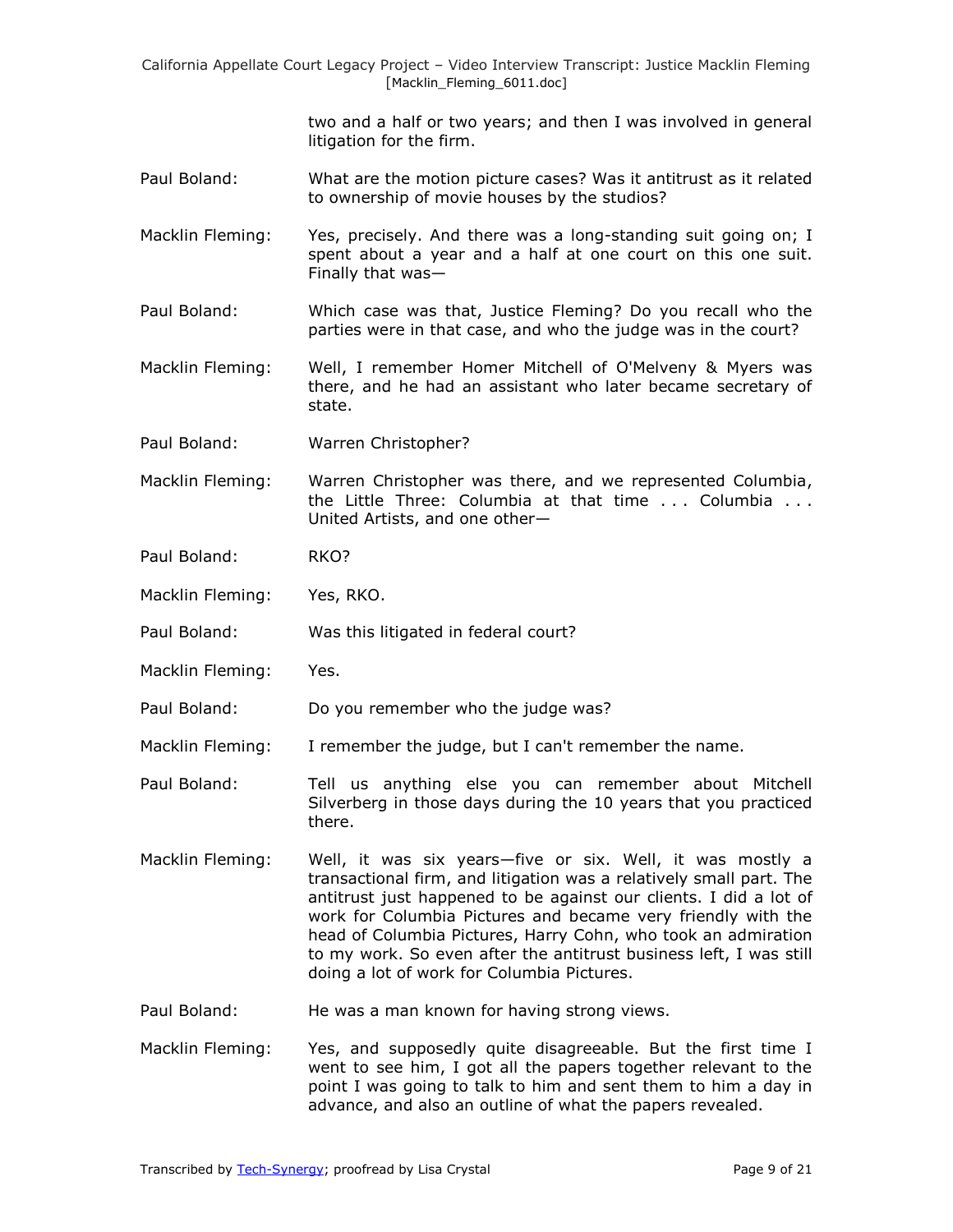two and a half or two years; and then I was involved in general litigation for the firm.

Paul Boland: What are the motion picture cases? Was it antitrust as it related to ownership of movie houses by the studios?

Macklin Fleming: Yes, precisely. And there was a long-standing suit going on; I spent about a year and a half at one court on this one suit. Finally that was—

Paul Boland: Which case was that, Justice Fleming? Do you recall who the parties were in that case, and who the judge was in the court?

Macklin Fleming: Well, I remember Homer Mitchell of O'Melveny & Myers was there, and he had an assistant who later became secretary of state.

Paul Boland: Warren Christopher?

Macklin Fleming: Warren Christopher was there, and we represented Columbia, the Little Three: Columbia at that time . . . Columbia . . . United Artists, and one other—

Paul Boland: RKO?

Macklin Fleming: Yes, RKO.

Paul Boland: Was this litigated in federal court?

Macklin Fleming: Yes.

Paul Boland: Do you remember who the judge was?

Macklin Fleming: I remember the judge, but I can't remember the name.

Paul Boland: Tell us anything else you can remember about Mitchell Silverberg in those days during the 10 years that you practiced there.

Macklin Fleming: Well, it was six years—five or six. Well, it was mostly a transactional firm, and litigation was a relatively small part. The antitrust just happened to be against our clients. I did a lot of work for Columbia Pictures and became very friendly with the head of Columbia Pictures, Harry Cohn, who took an admiration to my work. So even after the antitrust business left, I was still doing a lot of work for Columbia Pictures.

Paul Boland: He was a man known for having strong views.

Macklin Fleming: Yes, and supposedly quite disagreeable. But the first time I went to see him, I got all the papers together relevant to the point I was going to talk to him and sent them to him a day in advance, and also an outline of what the papers revealed.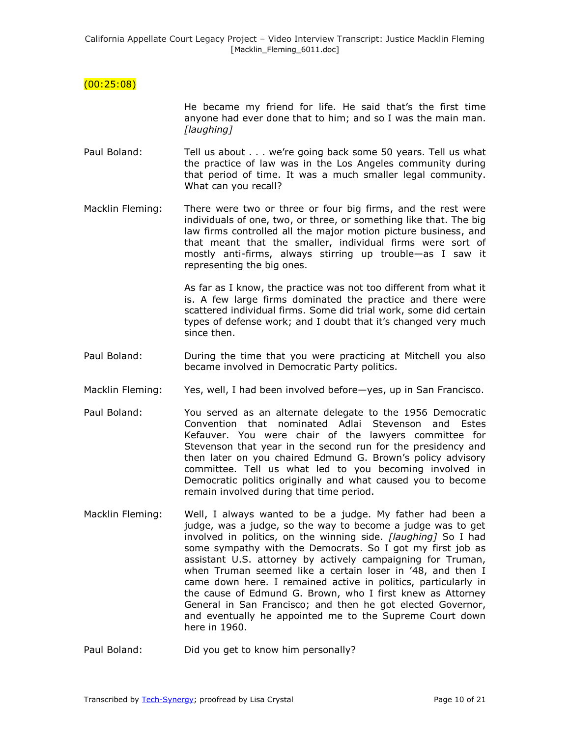(00:25:08)

He became my friend for life. He said that's the first time anyone had ever done that to him; and so I was the main man. *[laughing]*

Paul Boland: Tell us about . . . we're going back some 50 years. Tell us what the practice of law was in the Los Angeles community during that period of time. It was a much smaller legal community. What can you recall?

Macklin Fleming: There were two or three or four big firms, and the rest were individuals of one, two, or three, or something like that. The big law firms controlled all the major motion picture business, and that meant that the smaller, individual firms were sort of mostly anti-firms, always stirring up trouble—as I saw it representing the big ones.

As far as I know, the practice was not too different from what it is. A few large firms dominated the practice and there were scattered individual firms. Some did trial work, some did certain types of defense work; and I doubt that it's changed very much since then.

Paul Boland: During the time that you were practicing at Mitchell you also became involved in Democratic Party politics.

Macklin Fleming: Yes, well, I had been involved before—yes, up in San Francisco.

Paul Boland: You served as an alternate delegate to the 1956 Democratic Convention that nominated Adlai Stevenson and Estes Kefauver. You were chair of the lawyers committee for Stevenson that year in the second run for the presidency and then later on you chaired Edmund G. Brown's policy advisory committee. Tell us what led to you becoming involved in Democratic politics originally and what caused you to become remain involved during that time period.

Macklin Fleming: Well, I always wanted to be a judge. My father had been a judge, was a judge, so the way to become a judge was to get involved in politics, on the winning side. *[laughing]* So I had some sympathy with the Democrats. So I got my first job as assistant U.S. attorney by actively campaigning for Truman, when Truman seemed like a certain loser in '48, and then I came down here. I remained active in politics, particularly in the cause of Edmund G. Brown, who I first knew as Attorney General in San Francisco; and then he got elected Governor, and eventually he appointed me to the Supreme Court down here in 1960.

Paul Boland: Did you get to know him personally?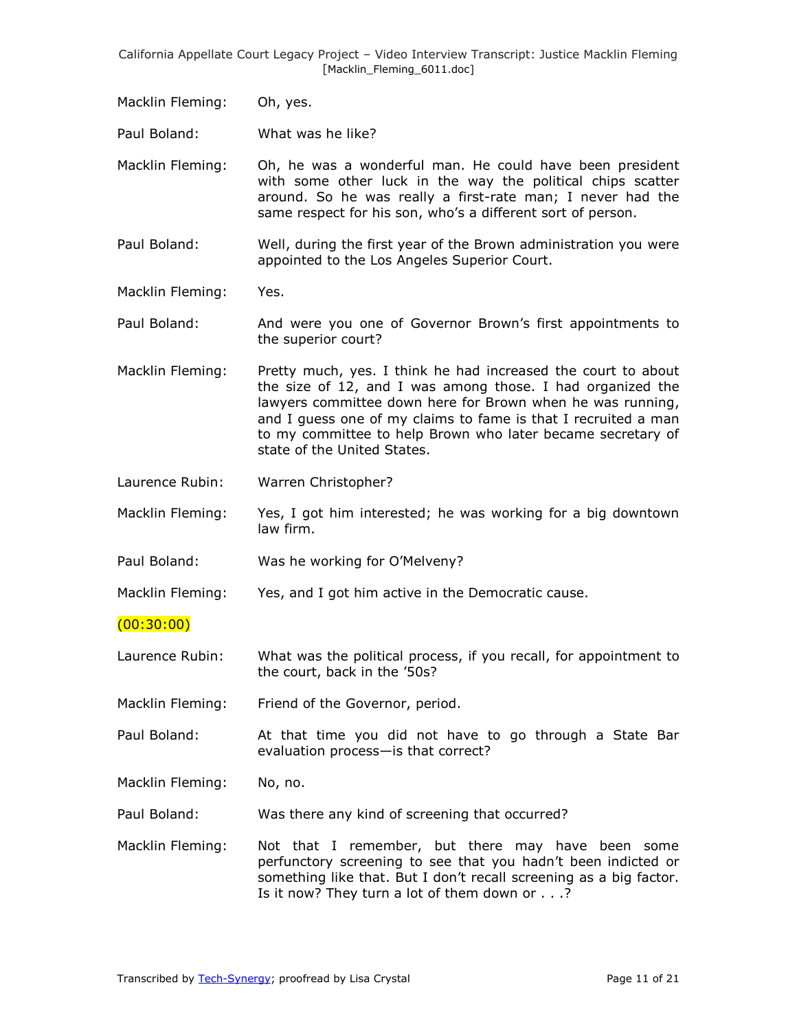Macklin Fleming: Oh, yes.

Paul Boland: What was he like?

Macklin Fleming: Oh, he was a wonderful man. He could have been president with some other luck in the way the political chips scatter around. So he was really a first-rate man; I never had the same respect for his son, who's a different sort of person.

Paul Boland: Well, during the first year of the Brown administration you were appointed to the Los Angeles Superior Court.

Macklin Fleming: Yes.

Paul Boland: And were you one of Governor Brown's first appointments to the superior court?

Macklin Fleming: Pretty much, yes. I think he had increased the court to about the size of 12, and I was among those. I had organized the lawyers committee down here for Brown when he was running, and I guess one of my claims to fame is that I recruited a man to my committee to help Brown who later became secretary of state of the United States.

Laurence Rubin: Warren Christopher?

Macklin Fleming: Yes, I got him interested; he was working for a big downtown law firm.

Paul Boland: Was he working for O'Melveny?

Macklin Fleming: Yes, and I got him active in the Democratic cause.

(00:30:00)

Laurence Rubin: What was the political process, if you recall, for appointment to the court, back in the '50s?

Macklin Fleming: Friend of the Governor, period.

Paul Boland: At that time you did not have to go through a State Bar evaluation process—is that correct?

Macklin Fleming: No, no.

Paul Boland: Was there any kind of screening that occurred?

Macklin Fleming: Not that I remember, but there may have been some perfunctory screening to see that you hadn't been indicted or something like that. But I don't recall screening as a big factor. Is it now? They turn a lot of them down or . . .?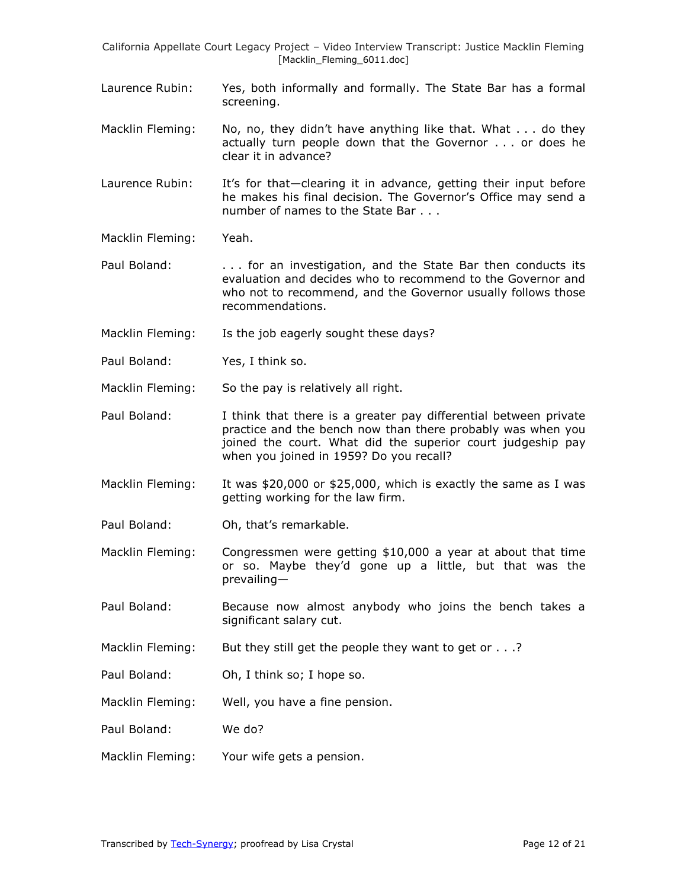Laurence Rubin: Yes, both informally and formally. The State Bar has a formal screening.

Macklin Fleming: No, no, they didn't have anything like that. What . . . do they actually turn people down that the Governor . . . or does he clear it in advance?

Laurence Rubin: It's for that—clearing it in advance, getting their input before he makes his final decision. The Governor's Office may send a number of names to the State Bar . . .

Macklin Fleming: Yeah.

Paul Boland: . . . for an investigation, and the State Bar then conducts its evaluation and decides who to recommend to the Governor and who not to recommend, and the Governor usually follows those recommendations.

Macklin Fleming: Is the job eagerly sought these days?

Paul Boland: Yes, I think so.

Macklin Fleming: So the pay is relatively all right.

Paul Boland: I think that there is a greater pay differential between private practice and the bench now than there probably was when you joined the court. What did the superior court judgeship pay when you joined in 1959? Do you recall?

Macklin Fleming: It was $20,000 or $25,000, which is exactly the same as I was getting working for the law firm.

Paul Boland: Oh, that's remarkable.

Macklin Fleming: Congressmen were getting $10,000 a year at about that time or so. Maybe they'd gone up a little, but that was the prevailing—

Paul Boland: Because now almost anybody who joins the bench takes a significant salary cut.

Macklin Fleming: But they still get the people they want to get or . . .?

Paul Boland: Oh, I think so; I hope so.

Macklin Fleming: Well, you have a fine pension.

Paul Boland: We do?

Macklin Fleming: Your wife gets a pension.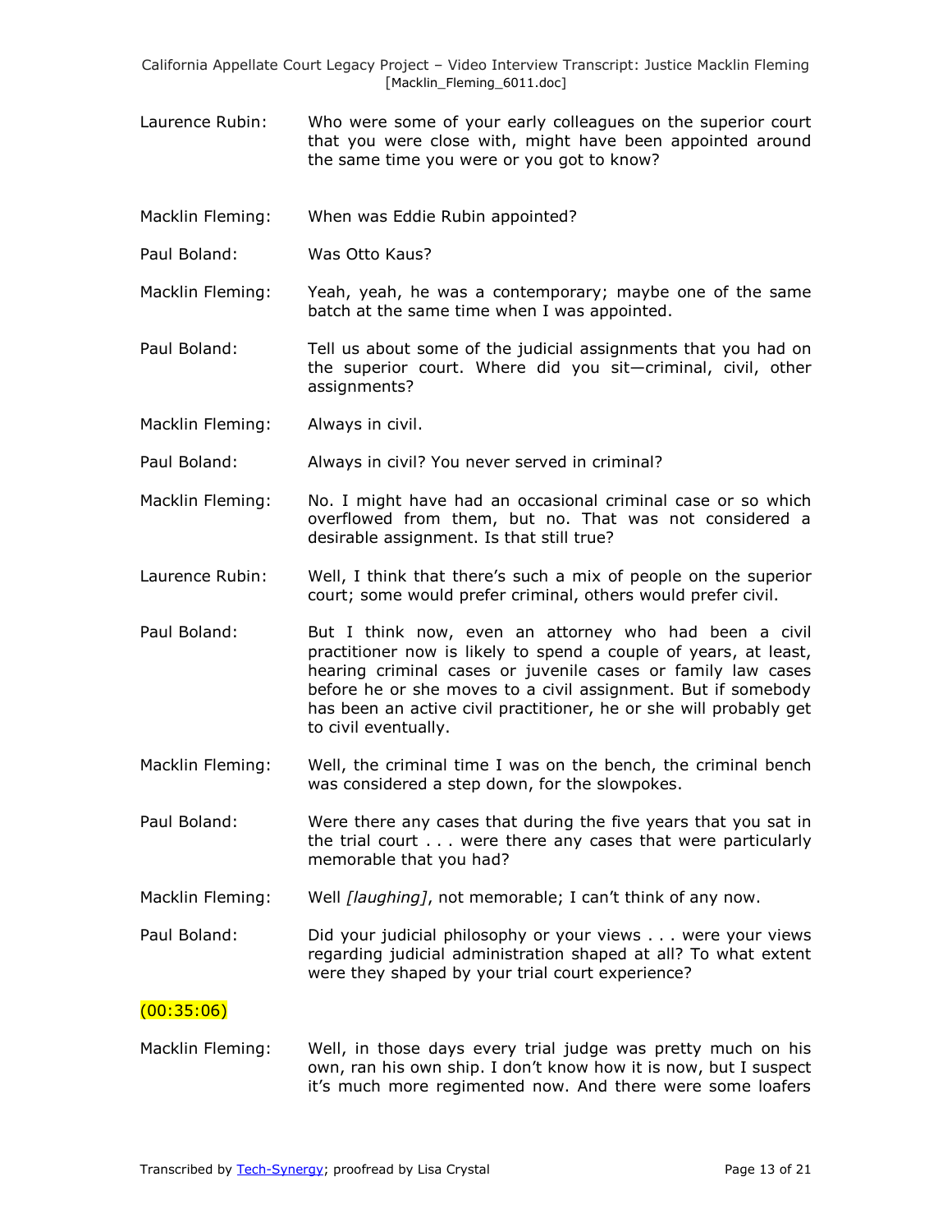Laurence Rubin: Who were some of your early colleagues on the superior court that you were close with, might have been appointed around the same time you were or you got to know?

Macklin Fleming: When was Eddie Rubin appointed?

Paul Boland: Was Otto Kaus?

Macklin Fleming: Yeah, yeah, he was a contemporary; maybe one of the same batch at the same time when I was appointed.

Paul Boland: Tell us about some of the judicial assignments that you had on the superior court. Where did you sit—criminal, civil, other assignments?

Macklin Fleming: Always in civil.

Paul Boland: Always in civil? You never served in criminal?

Macklin Fleming: No. I might have had an occasional criminal case or so which overflowed from them, but no. That was not considered a desirable assignment. Is that still true?

Laurence Rubin: Well, I think that there's such a mix of people on the superior court; some would prefer criminal, others would prefer civil.

Paul Boland: But I think now, even an attorney who had been a civil practitioner now is likely to spend a couple of years, at least, hearing criminal cases or juvenile cases or family law cases before he or she moves to a civil assignment. But if somebody has been an active civil practitioner, he or she will probably get to civil eventually.

Macklin Fleming: Well, the criminal time I was on the bench, the criminal bench was considered a step down, for the slowpokes.

Paul Boland: Were there any cases that during the five years that you sat in the trial court . . . were there any cases that were particularly memorable that you had?

Macklin Fleming: Well *[laughing]*, not memorable; I can't think of any now.

Paul Boland: Did your judicial philosophy or your views . . . were your views regarding judicial administration shaped at all? To what extent were they shaped by your trial court experience?

(00:35:06)

Macklin Fleming: Well, in those days every trial judge was pretty much on his own, ran his own ship. I don't know how it is now, but I suspect it's much more regimented now. And there were some loafers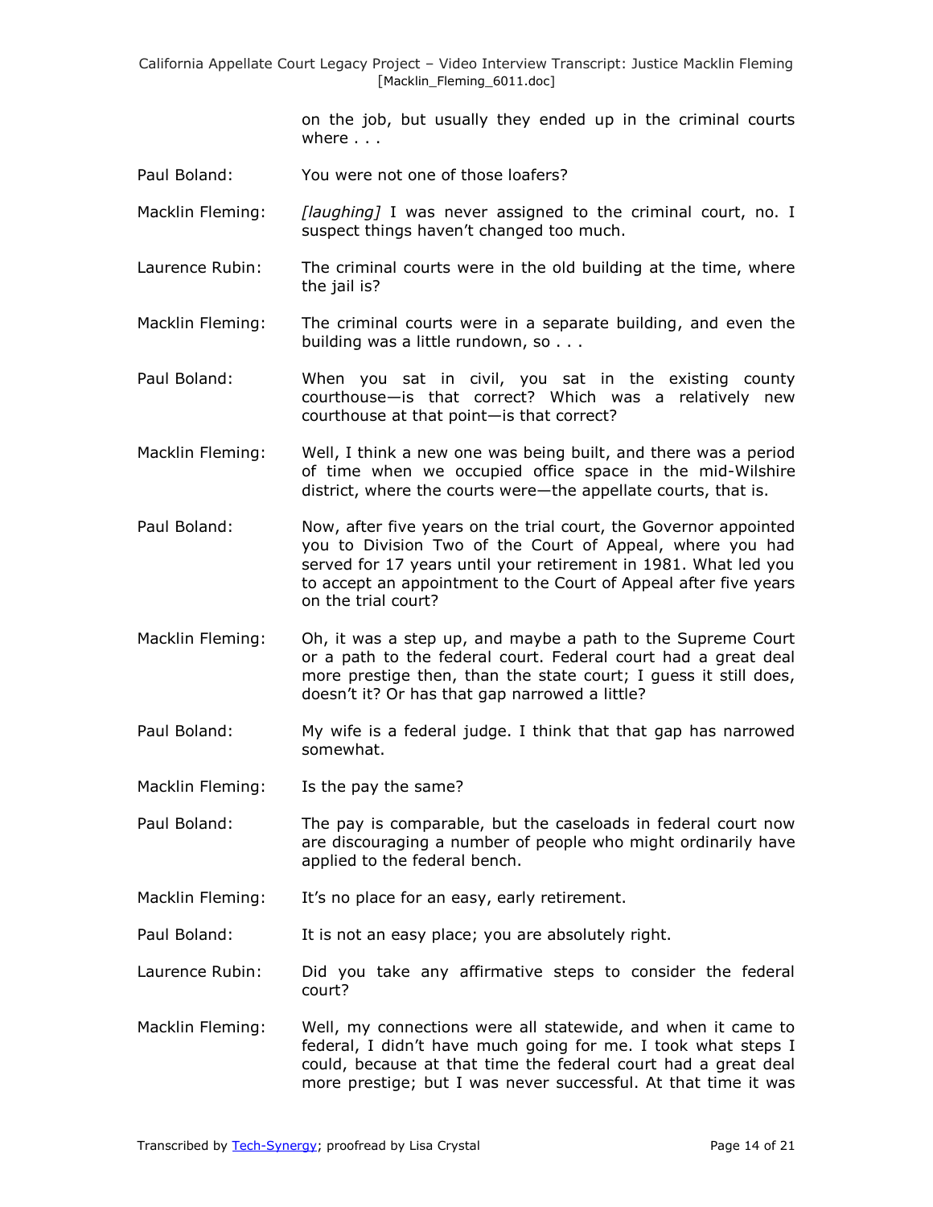on the job, but usually they ended up in the criminal courts where . . .

Paul Boland: You were not one of those loafers?

Macklin Fleming: *[laughing]* I was never assigned to the criminal court, no. I suspect things haven't changed too much.

Laurence Rubin: The criminal courts were in the old building at the time, where the jail is?

Macklin Fleming: The criminal courts were in a separate building, and even the building was a little rundown, so . . .

Paul Boland: When you sat in civil, you sat in the existing county courthouse—is that correct? Which was a relatively new courthouse at that point—is that correct?

Macklin Fleming: Well, I think a new one was being built, and there was a period of time when we occupied office space in the mid-Wilshire district, where the courts were—the appellate courts, that is.

Paul Boland: Now, after five years on the trial court, the Governor appointed you to Division Two of the Court of Appeal, where you had served for 17 years until your retirement in 1981. What led you to accept an appointment to the Court of Appeal after five years on the trial court?

Macklin Fleming: Oh, it was a step up, and maybe a path to the Supreme Court or a path to the federal court. Federal court had a great deal more prestige then, than the state court; I guess it still does, doesn't it? Or has that gap narrowed a little?

Paul Boland: My wife is a federal judge. I think that that gap has narrowed somewhat.

Macklin Fleming: Is the pay the same?

Paul Boland: The pay is comparable, but the caseloads in federal court now are discouraging a number of people who might ordinarily have applied to the federal bench.

Macklin Fleming: It's no place for an easy, early retirement.

Paul Boland: It is not an easy place; you are absolutely right.

Laurence Rubin: Did you take any affirmative steps to consider the federal court?

Macklin Fleming: Well, my connections were all statewide, and when it came to federal, I didn't have much going for me. I took what steps I could, because at that time the federal court had a great deal more prestige; but I was never successful. At that time it was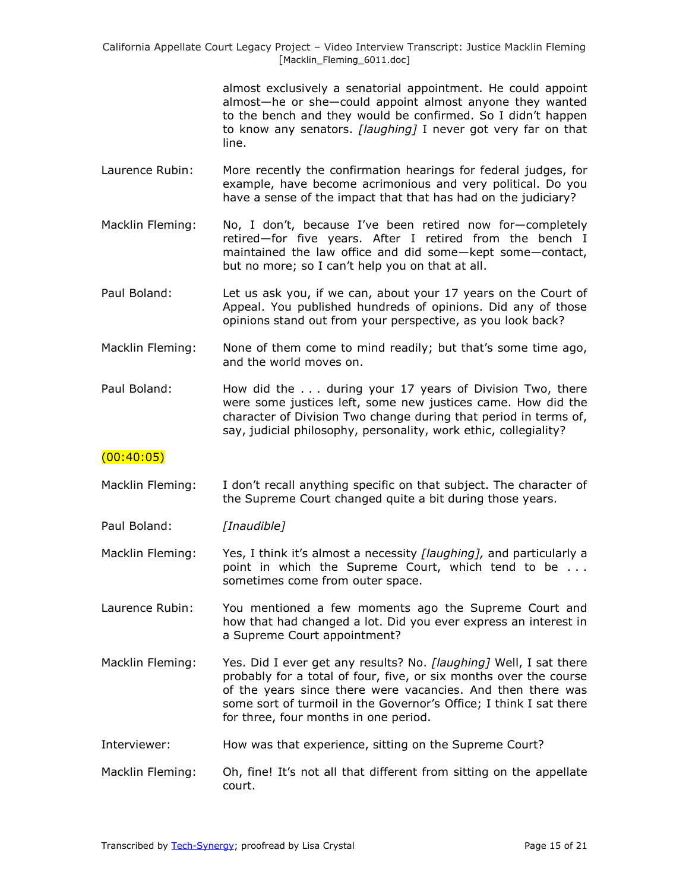almost exclusively a senatorial appointment. He could appoint almost—he or she—could appoint almost anyone they wanted to the bench and they would be confirmed. So I didn't happen to know any senators. *[laughing]* I never got very far on that line.

**Laurence Rubin:** More recently the confirmation hearings for federal judges, for example, have become acrimonious and very political. Do you have a sense of the impact that that has had on the judiciary?

**Macklin Fleming:** No, I don't, because I've been retired now for—completely retired—for five years. After I retired from the bench I maintained the law office and did some—kept some—contact, but no more; so I can't help you on that at all.

**Paul Boland:** Let us ask you, if we can, about your 17 years on the Court of Appeal. You published hundreds of opinions. Did any of those opinions stand out from your perspective, as you look back?

**Macklin Fleming:** None of them come to mind readily; but that's some time ago, and the world moves on.

**Paul Boland:** How did the . . . during your 17 years of Division Two, there were some justices left, some new justices came. How did the character of Division Two change during that period in terms of, say, judicial philosophy, personality, work ethic, collegiality?

(00:40:05)

**Macklin Fleming:** I don't recall anything specific on that subject. The character of the Supreme Court changed quite a bit during those years.

**Paul Boland:** *[Inaudible]*

**Macklin Fleming:** Yes, I think it's almost a necessity *[laughing],* and particularly a point in which the Supreme Court, which tend to be . . . sometimes come from outer space.

**Laurence Rubin:** You mentioned a few moments ago the Supreme Court and how that had changed a lot. Did you ever express an interest in a Supreme Court appointment?

**Macklin Fleming:** Yes. Did I ever get any results? No. *[laughing]* Well, I sat there probably for a total of four, five, or six months over the course of the years since there were vacancies. And then there was some sort of turmoil in the Governor's Office; I think I sat there for three, four months in one period.

**Interviewer:** How was that experience, sitting on the Supreme Court?

**Macklin Fleming:** Oh, fine! It's not all that different from sitting on the appellate court.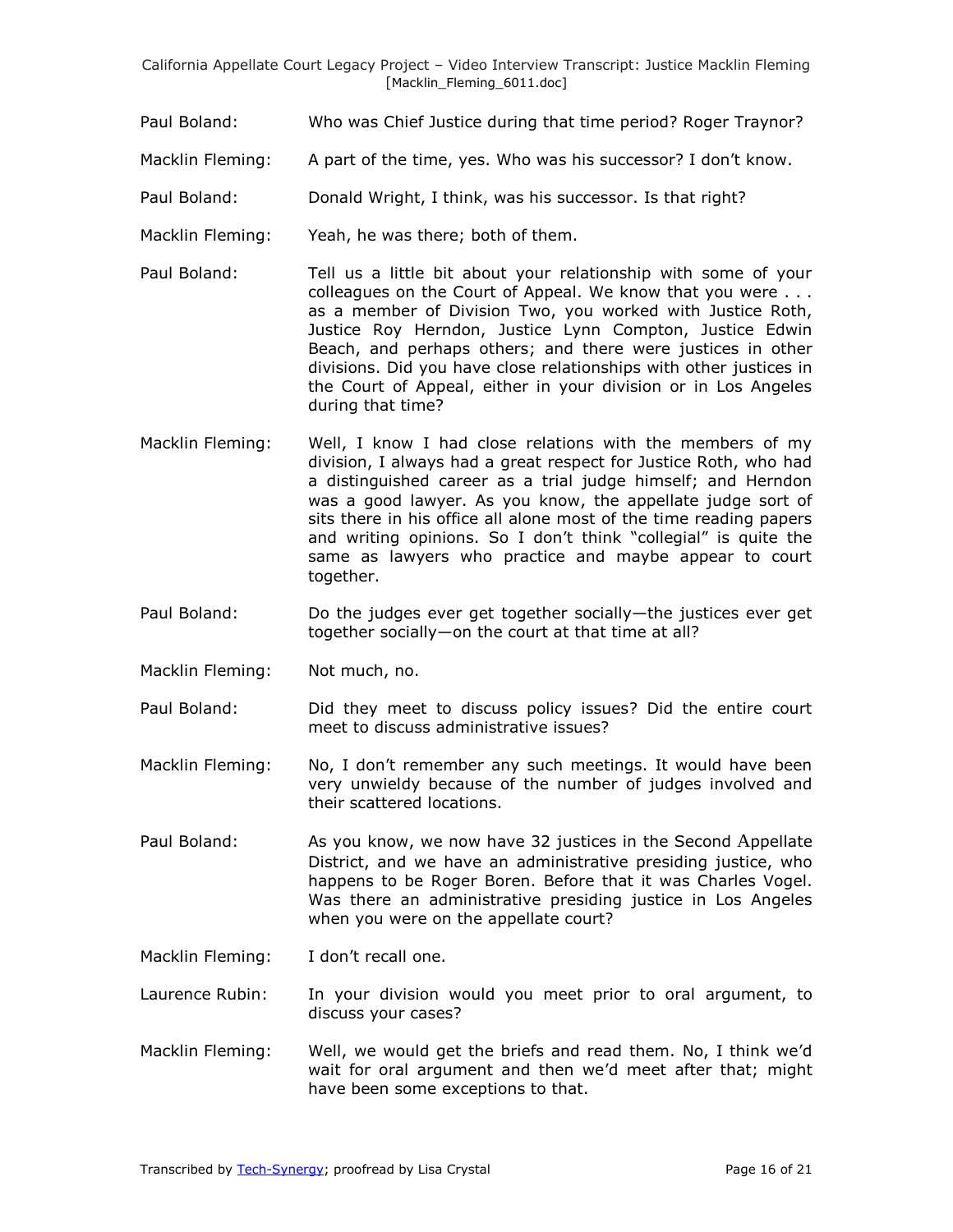Paul Boland: Who was Chief Justice during that time period? Roger Traynor?

Macklin Fleming: A part of the time, yes. Who was his successor? I don't know.

Paul Boland: Donald Wright, I think, was his successor. Is that right?

Macklin Fleming: Yeah, he was there; both of them.

Paul Boland: Tell us a little bit about your relationship with some of your colleagues on the Court of Appeal. We know that you were . . . as a member of Division Two, you worked with Justice Roth, Justice Roy Herndon, Justice Lynn Compton, Justice Edwin Beach, and perhaps others; and there were justices in other divisions. Did you have close relationships with other justices in the Court of Appeal, either in your division or in Los Angeles during that time?

Macklin Fleming: Well, I know I had close relations with the members of my division, I always had a great respect for Justice Roth, who had a distinguished career as a trial judge himself; and Herndon was a good lawyer. As you know, the appellate judge sort of sits there in his office all alone most of the time reading papers and writing opinions. So I don't think "collegial" is quite the same as lawyers who practice and maybe appear to court together.

Paul Boland: Do the judges ever get together socially—the justices ever get together socially—on the court at that time at all?

Macklin Fleming: Not much, no.

Paul Boland: Did they meet to discuss policy issues? Did the entire court meet to discuss administrative issues?

Macklin Fleming: No, I don't remember any such meetings. It would have been very unwieldy because of the number of judges involved and their scattered locations.

Paul Boland: As you know, we now have 32 justices in the Second Appellate District, and we have an administrative presiding justice, who happens to be Roger Boren. Before that it was Charles Vogel. Was there an administrative presiding justice in Los Angeles when you were on the appellate court?

Macklin Fleming: I don't recall one.

Laurence Rubin: In your division would you meet prior to oral argument, to discuss your cases?

Macklin Fleming: Well, we would get the briefs and read them. No, I think we'd wait for oral argument and then we'd meet after that; might have been some exceptions to that.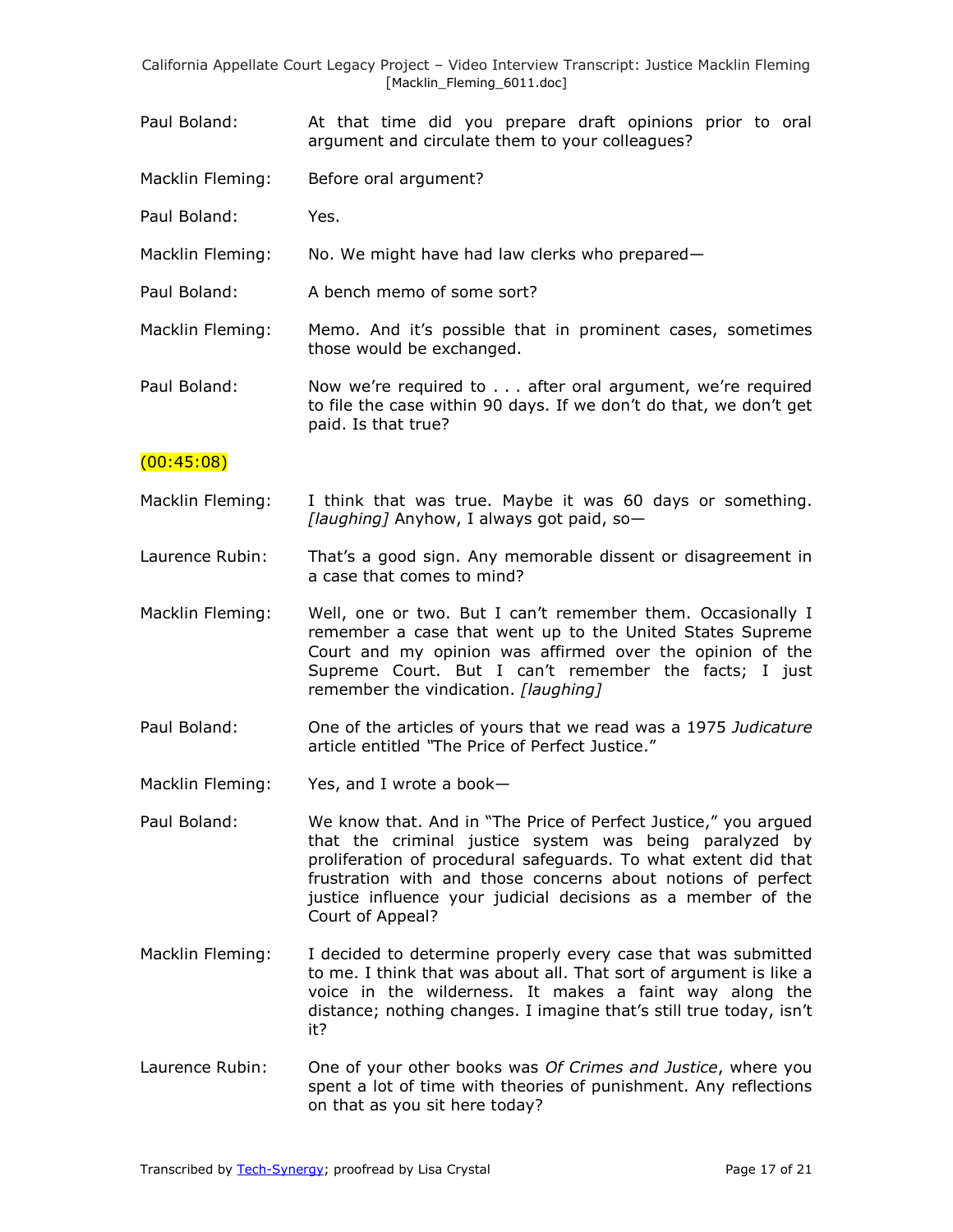Paul Boland: At that time did you prepare draft opinions prior to oral argument and circulate them to your colleagues?

Macklin Fleming: Before oral argument?

Paul Boland: Yes.

Macklin Fleming: No. We might have had law clerks who prepared—

Paul Boland: A bench memo of some sort?

Macklin Fleming: Memo. And it's possible that in prominent cases, sometimes those would be exchanged.

Paul Boland: Now we're required to . . . after oral argument, we're required to file the case within 90 days. If we don't do that, we don't get paid. Is that true?

(00:45:08)

Macklin Fleming: I think that was true. Maybe it was 60 days or something. *[laughing]* Anyhow, I always got paid, so—

Laurence Rubin: That's a good sign. Any memorable dissent or disagreement in a case that comes to mind?

Macklin Fleming: Well, one or two. But I can't remember them. Occasionally I remember a case that went up to the United States Supreme Court and my opinion was affirmed over the opinion of the Supreme Court. But I can't remember the facts; I just remember the vindication. *[laughing]*

Paul Boland: One of the articles of yours that we read was a 1975 *Judicature* article entitled "The Price of Perfect Justice."

Macklin Fleming: Yes, and I wrote a book—

Paul Boland: We know that. And in "The Price of Perfect Justice," you argued that the criminal justice system was being paralyzed by proliferation of procedural safeguards. To what extent did that frustration with and those concerns about notions of perfect justice influence your judicial decisions as a member of the Court of Appeal?

Macklin Fleming: I decided to determine properly every case that was submitted to me. I think that was about all. That sort of argument is like a voice in the wilderness. It makes a faint way along the distance; nothing changes. I imagine that's still true today, isn't it?

Laurence Rubin: One of your other books was *Of Crimes and Justice*, where you spent a lot of time with theories of punishment. Any reflections on that as you sit here today?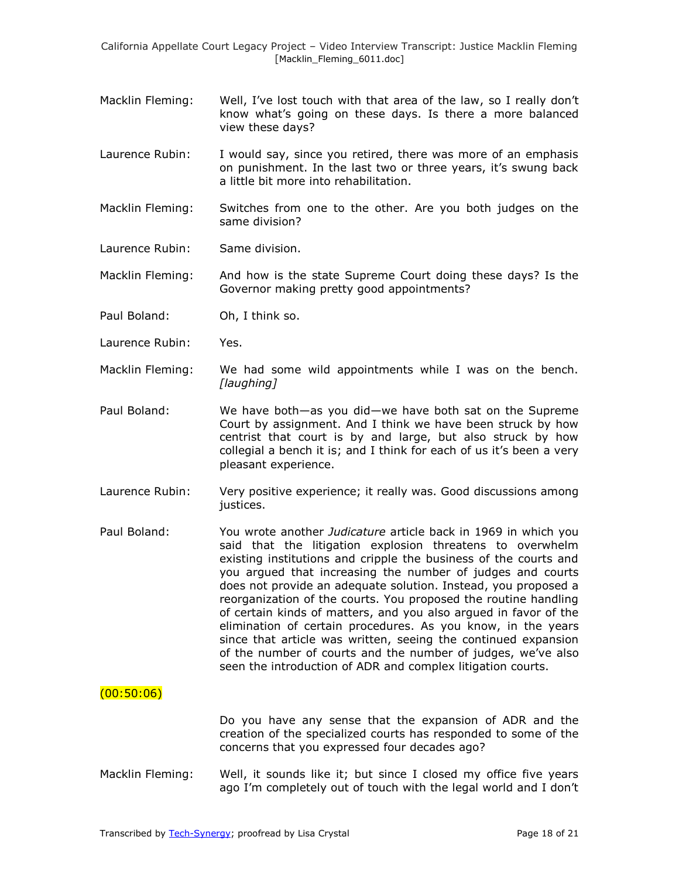Macklin Fleming: Well, I've lost touch with that area of the law, so I really don't know what's going on these days. Is there a more balanced view these days?

Laurence Rubin: I would say, since you retired, there was more of an emphasis on punishment. In the last two or three years, it's swung back a little bit more into rehabilitation.

Macklin Fleming: Switches from one to the other. Are you both judges on the same division?

Laurence Rubin: Same division.

Macklin Fleming: And how is the state Supreme Court doing these days? Is the Governor making pretty good appointments?

Paul Boland: Oh, I think so.

Laurence Rubin: Yes.

Macklin Fleming: We had some wild appointments while I was on the bench. *[laughing]*

Paul Boland: We have both—as you did—we have both sat on the Supreme Court by assignment. And I think we have been struck by how centrist that court is by and large, but also struck by how collegial a bench it is; and I think for each of us it's been a very pleasant experience.

Laurence Rubin: Very positive experience; it really was. Good discussions among justices.

Paul Boland: You wrote another *Judicature* article back in 1969 in which you said that the litigation explosion threatens to overwhelm existing institutions and cripple the business of the courts and you argued that increasing the number of judges and courts does not provide an adequate solution. Instead, you proposed a reorganization of the courts. You proposed the routine handling of certain kinds of matters, and you also argued in favor of the elimination of certain procedures. As you know, in the years since that article was written, seeing the continued expansion of the number of courts and the number of judges, we've also seen the introduction of ADR and complex litigation courts.

(00:50:06)

Do you have any sense that the expansion of ADR and the creation of the specialized courts has responded to some of the concerns that you expressed four decades ago?

Macklin Fleming: Well, it sounds like it; but since I closed my office five years ago I'm completely out of touch with the legal world and I don't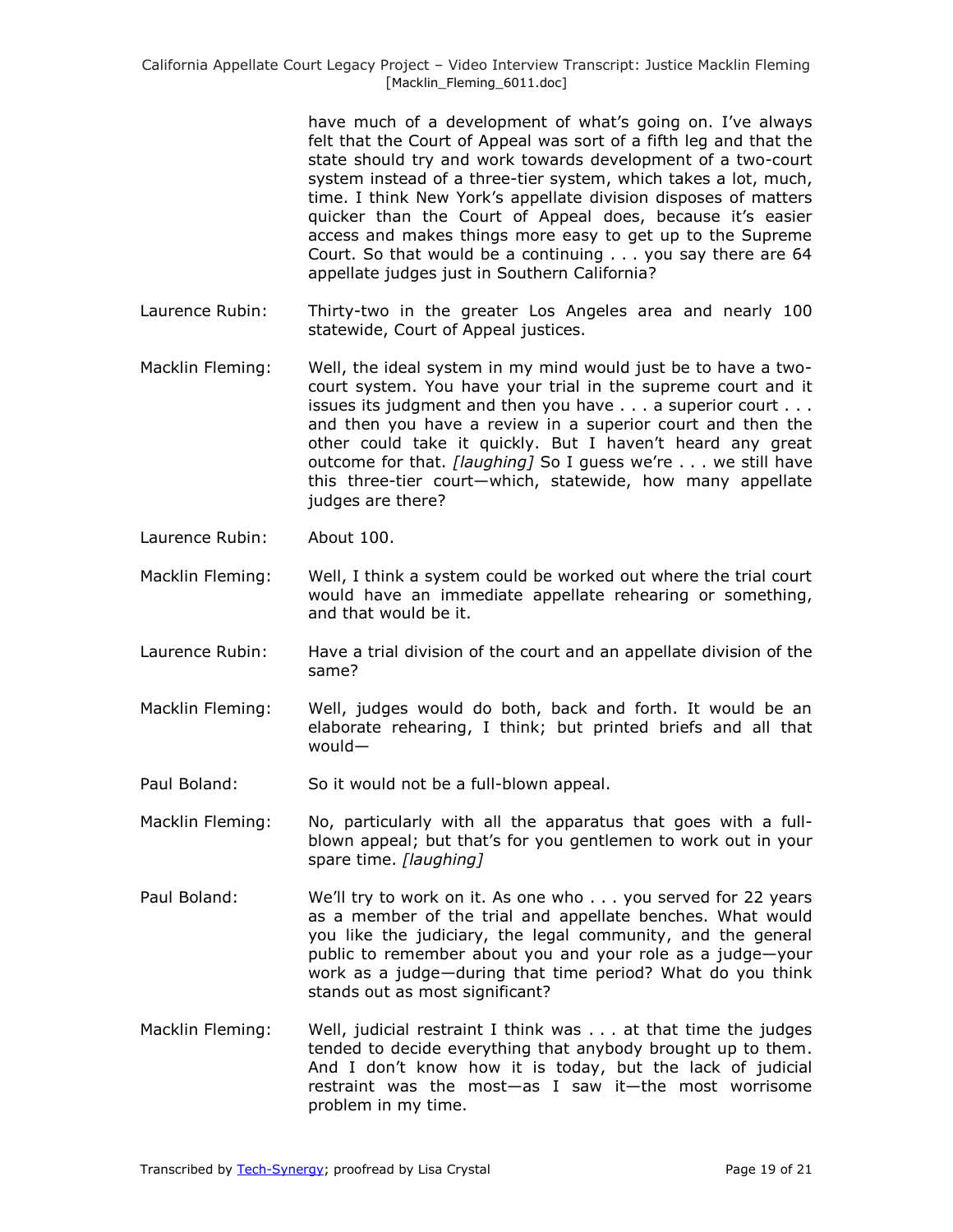have much of a development of what's going on. I've always felt that the Court of Appeal was sort of a fifth leg and that the state should try and work towards development of a two-court system instead of a three-tier system, which takes a lot, much, time. I think New York's appellate division disposes of matters quicker than the Court of Appeal does, because it's easier access and makes things more easy to get up to the Supreme Court. So that would be a continuing . . . you say there are 64 appellate judges just in Southern California?

Laurence Rubin: Thirty-two in the greater Los Angeles area and nearly 100 statewide, Court of Appeal justices.

Macklin Fleming: Well, the ideal system in my mind would just be to have a two-court system. You have your trial in the supreme court and it issues its judgment and then you have . . . a superior court . . . and then you have a review in a superior court and then the other could take it quickly. But I haven't heard any great outcome for that. *[laughing]* So I guess we're . . . we still have this three-tier court—which, statewide, how many appellate judges are there?

Laurence Rubin: About 100.

Macklin Fleming: Well, I think a system could be worked out where the trial court would have an immediate appellate rehearing or something, and that would be it.

Laurence Rubin: Have a trial division of the court and an appellate division of the same?

Macklin Fleming: Well, judges would do both, back and forth. It would be an elaborate rehearing, I think; but printed briefs and all that would—

Paul Boland: So it would not be a full-blown appeal.

Macklin Fleming: No, particularly with all the apparatus that goes with a full-blown appeal; but that's for you gentlemen to work out in your spare time. *[laughing]*

Paul Boland: We'll try to work on it. As one who . . . you served for 22 years as a member of the trial and appellate benches. What would you like the judiciary, the legal community, and the general public to remember about you and your role as a judge—your work as a judge—during that time period? What do you think stands out as most significant?

Macklin Fleming: Well, judicial restraint I think was . . . at that time the judges tended to decide everything that anybody brought up to them. And I don't know how it is today, but the lack of judicial restraint was the most—as I saw it—the most worrisome problem in my time.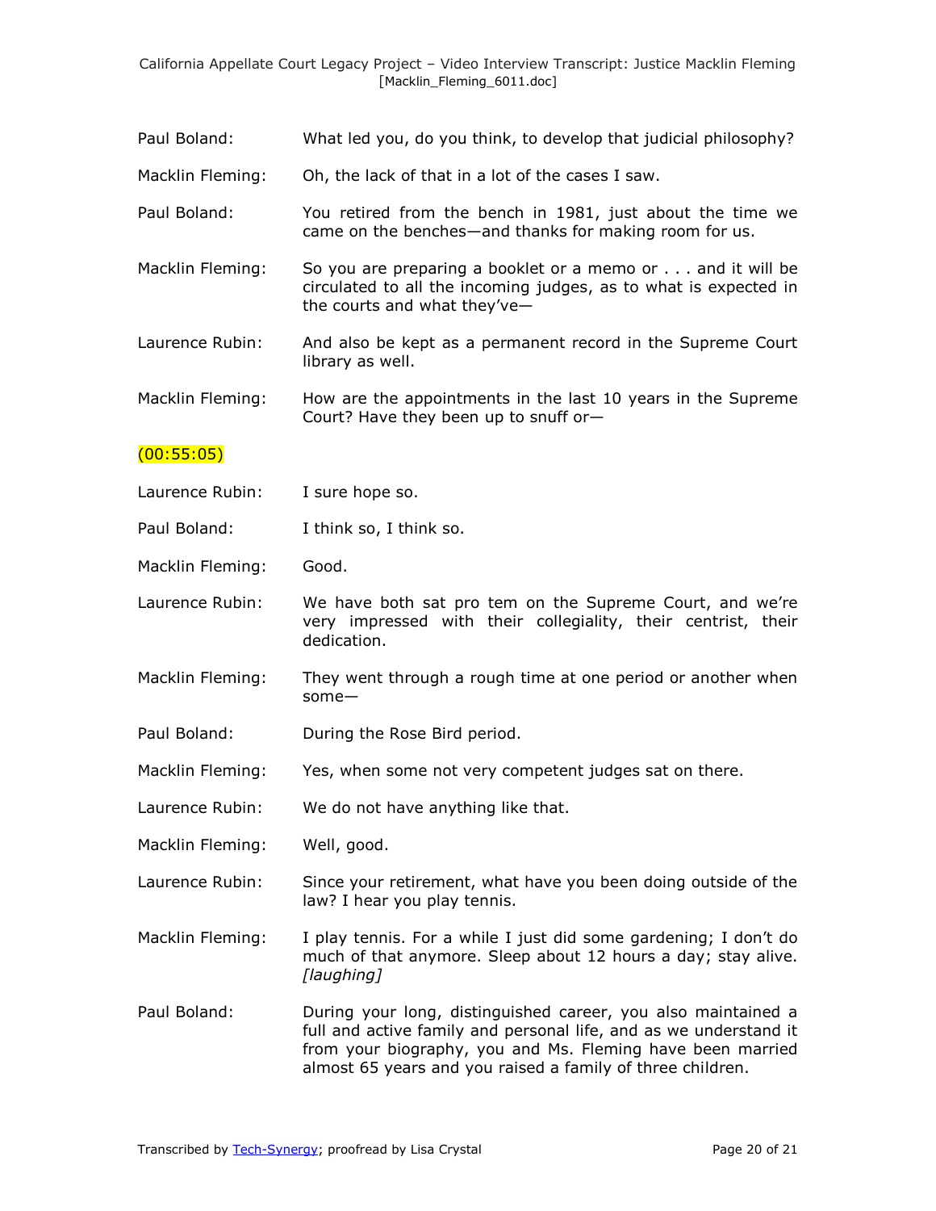Paul Boland: What led you, do you think, to develop that judicial philosophy?

Macklin Fleming: Oh, the lack of that in a lot of the cases I saw.

Paul Boland: You retired from the bench in 1981, just about the time we came on the benches—and thanks for making room for us.

Macklin Fleming: So you are preparing a booklet or a memo or . . . and it will be circulated to all the incoming judges, as to what is expected in the courts and what they've—

Laurence Rubin: And also be kept as a permanent record in the Supreme Court library as well.

Macklin Fleming: How are the appointments in the last 10 years in the Supreme Court? Have they been up to snuff or—

(00:55:05)

Laurence Rubin: I sure hope so.

Paul Boland: I think so, I think so.

Macklin Fleming: Good.

Laurence Rubin: We have both sat pro tem on the Supreme Court, and we're very impressed with their collegiality, their centrist, their dedication.

Macklin Fleming: They went through a rough time at one period or another when some—

Paul Boland: During the Rose Bird period.

Macklin Fleming: Yes, when some not very competent judges sat on there.

Laurence Rubin: We do not have anything like that.

Macklin Fleming: Well, good.

Laurence Rubin: Since your retirement, what have you been doing outside of the law? I hear you play tennis.

Macklin Fleming: I play tennis. For a while I just did some gardening; I don't do much of that anymore. Sleep about 12 hours a day; stay alive. *[laughing]*

Paul Boland: During your long, distinguished career, you also maintained a full and active family and personal life, and as we understand it from your biography, you and Ms. Fleming have been married almost 65 years and you raised a family of three children.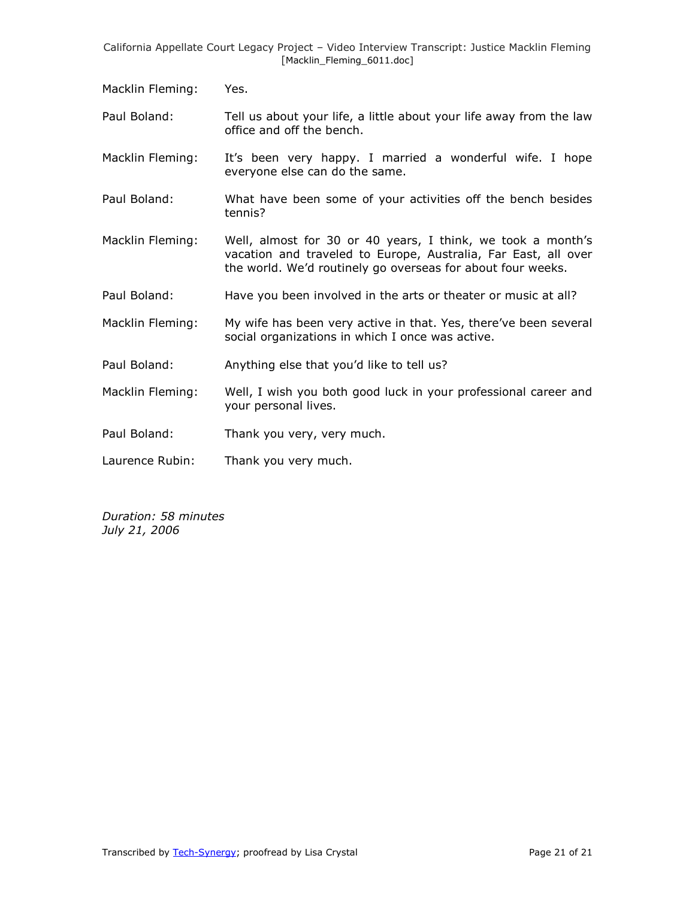Macklin Fleming: Yes.

Paul Boland: Tell us about your life, a little about your life away from the law office and off the bench.

Macklin Fleming: It's been very happy. I married a wonderful wife. I hope everyone else can do the same.

Paul Boland: What have been some of your activities off the bench besides tennis?

Macklin Fleming: Well, almost for 30 or 40 years, I think, we took a month's vacation and traveled to Europe, Australia, Far East, all over the world. We'd routinely go overseas for about four weeks.

Paul Boland: Have you been involved in the arts or theater or music at all?

Macklin Fleming: My wife has been very active in that. Yes, there've been several social organizations in which I once was active.

Paul Boland: Anything else that you'd like to tell us?

Macklin Fleming: Well, I wish you both good luck in your professional career and your personal lives.

Paul Boland: Thank you very, very much.

Laurence Rubin: Thank you very much.

*Duration: 58 minutes*
*July 21, 2006*

Transcribed by Tech-Synergy; proofread by Lisa Crystal